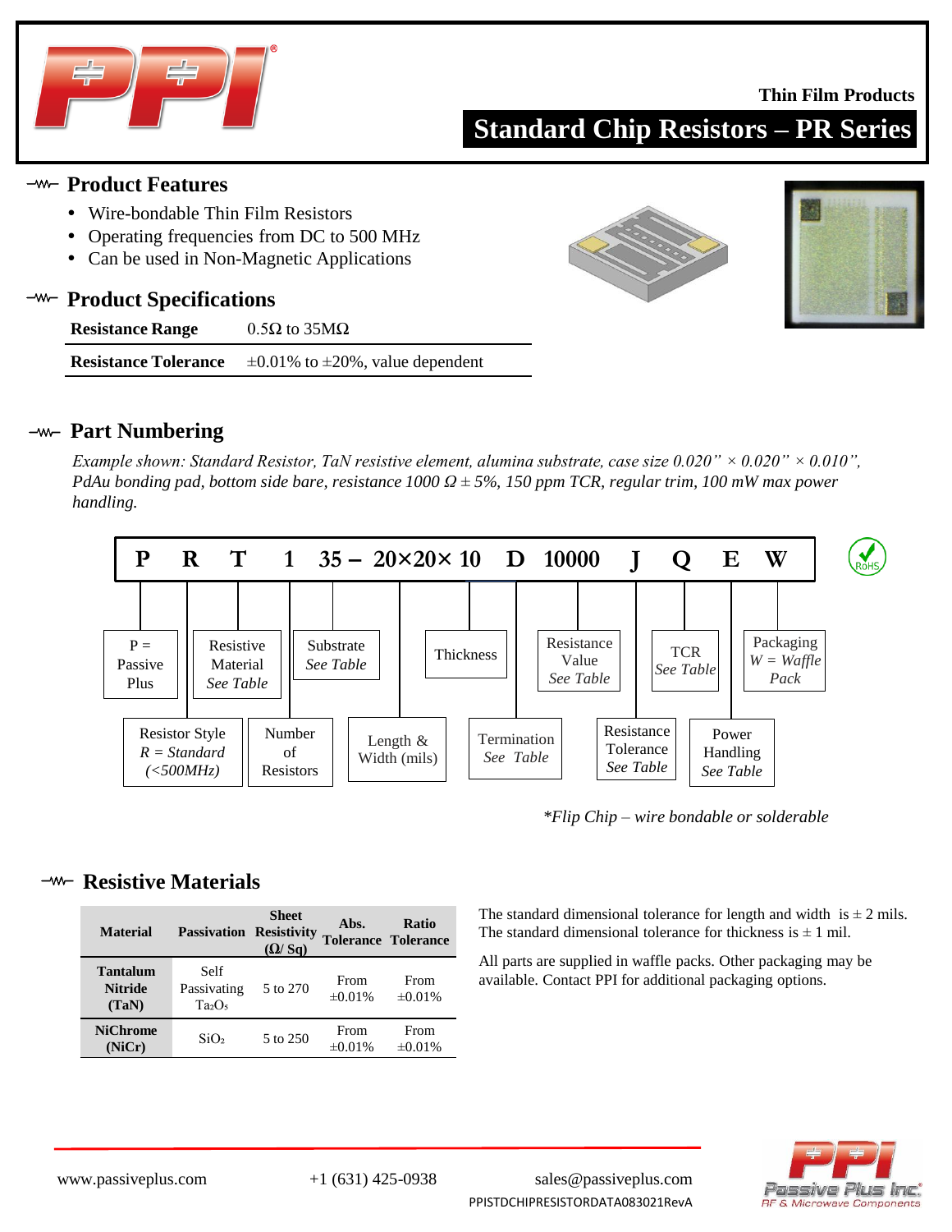Thin Film Products

# Standard Chip Resistors – PR Series

## Product Features

- Wire-bondable Thin Film Resistors
- Operating frequencies from DC to 500 MHz
- Can be used in Non-Magnetic Applications

## Product Specifications

| | |
|---|---|
| **Resistance Range** | 0.5Ω to 35MΩ |
| **Resistance Tolerance** | ±0.01% to ±20%, value dependent |

## Part Numbering

*Example shown: Standard Resistor, TaN resistive element, alumina substrate, case size 0.020" × 0.020" × 0.010", PdAu bonding pad, bottom side bare, resistance 1000 Ω ± 5%, 150 ppm TCR, regular trim, 100 mW max power handling.*

**P R T 1 35 – 20×20× 10 D 10000 J Q E W**

- P = Passive Plus
- R: Resistor Style — *R = Standard (<500MHz)*
- T: Resistive Material — *See Table*
- 1: Number of Resistors
- 35: Substrate — *See Table*
- 20×20: Length & Width (mils)
- 10: Thickness
- D: Termination — *See Table*
- 10000: Resistance Value — *See Table*
- J: Resistance Tolerance — *See Table*
- Q: TCR — *See Table*
- E: Power Handling — *See Table*
- W: Packaging — *W = Waffle Pack*

RoHS

*\*Flip Chip – wire bondable or solderable*

## Resistive Materials

| Material | Passivation | Sheet Resistivity (Ω/ Sq) | Abs. Tolerance | Ratio Tolerance |
|---|---|---|---|---|
| **Tantalum Nitride (TaN)** | Self Passivating $Ta_2O_5$ | 5 to 270 | From ±0.01% | From ±0.01% |
| **NiChrome (NiCr)** | $SiO_2$ | 5 to 250 | From ±0.01% | From ±0.01% |

The standard dimensional tolerance for length and width is ± 2 mils. The standard dimensional tolerance for thickness is ± 1 mil.

All parts are supplied in waffle packs. Other packaging may be available. Contact PPI for additional packaging options.

www.passiveplus.com +1 (631) 425-0938 sales@passiveplus.com

PPISTDCHIPRESISTORDATA083021RevA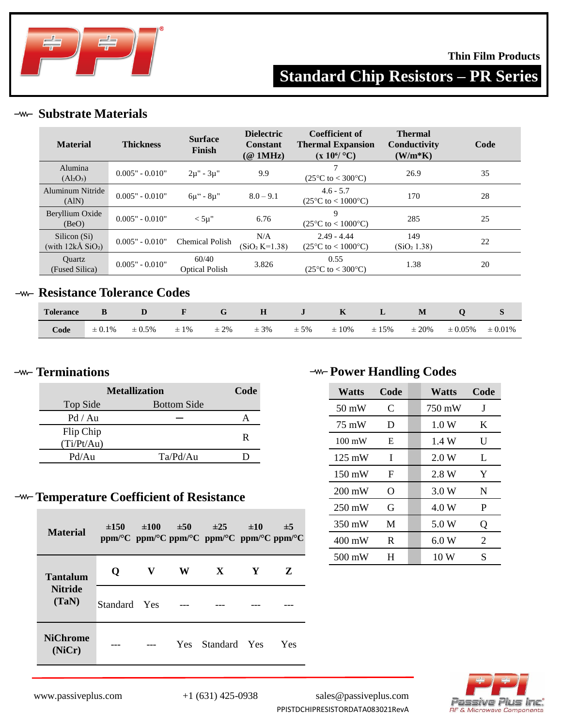Thin Film Products

# Standard Chip Resistors – PR Series

## Substrate Materials

| Material | Thickness | Surface Finish | Dielectric Constant (@ 1MHz) | Coefficient of Thermal Expansion (x $10^6$/ °C) | Thermal Conductivity (W/m*K) | Code |
|---|---|---|---|---|---|---|
| Alumina ($Al_2O_3$) | 0.005" - 0.010" | 2μ" - 3μ" | 9.9 | 7 (25°C to < 300°C) | 26.9 | 35 |
| Aluminum Nitride (AlN) | 0.005" - 0.010" | 6μ" - 8μ" | 8.0 – 9.1 | 4.6 - 5.7 (25°C to < 1000°C) | 170 | 28 |
| Beryllium Oxide (BeO) | 0.005" - 0.010" | < 5μ" | 6.76 | 9 (25°C to < 1000°C) | 285 | 25 |
| Silicon (Si) (with 12kÅ $SiO_2$) | 0.005" - 0.010" | Chemical Polish | N/A ($SiO_2$ K=1.38) | 2.49 - 4.44 (25°C to < 1000°C) | 149 ($SiO_2$ 1.38) | 22 |
| Quartz (Fused Silica) | 0.005" - 0.010" | 60/40 Optical Polish | 3.826 | 0.55 (25°C to < 300°C) | 1.38 | 20 |

## Resistance Tolerance Codes

| Tolerance | B | D | F | G | H | J | K | L | M | Q | S |
|---|---|---|---|---|---|---|---|---|---|---|---|
| Code | ± 0.1% | ± 0.5% | ± 1% | ± 2% | ± 3% | ± 5% | ± 10% | ± 15% | ± 20% | ± 0.05% | ± 0.01% |

## Terminations

| Metallization | | Code |
|---|---|---|
| Top Side | Bottom Side | |
| Pd / Au | — | A |
| Flip Chip (Ti/Pt/Au) | | R |
| Pd/Au | Ta/Pd/Au | D |

## Temperature Coefficient of Resistance

| Material | ±150 ppm/°C | ±100 ppm/°C | ±50 ppm/°C | ±25 ppm/°C | ±10 ppm/°C | ±5 ppm/°C |
|---|---|---|---|---|---|---|
| Tantalum Nitride (TaN) | Q | V | W | X | Y | Z |
| | Standard | Yes | --- | --- | --- | --- |
| NiChrome (NiCr) | --- | --- | Yes | Standard | Yes | Yes |

## Power Handling Codes

| Watts | Code | Watts | Code |
|---|---|---|---|
| 50 mW | C | 750 mW | J |
| 75 mW | D | 1.0 W | K |
| 100 mW | E | 1.4 W | U |
| 125 mW | I | 2.0 W | L |
| 150 mW | F | 2.8 W | Y |
| 200 mW | O | 3.0 W | N |
| 250 mW | G | 4.0 W | P |
| 350 mW | M | 5.0 W | Q |
| 400 mW | R | 6.0 W | 2 |
| 500 mW | H | 10 W | S |

www.passiveplus.com +1 (631) 425-0938 sales@passiveplus.com

PPISTDCHIPRESISTORDATA083021RevA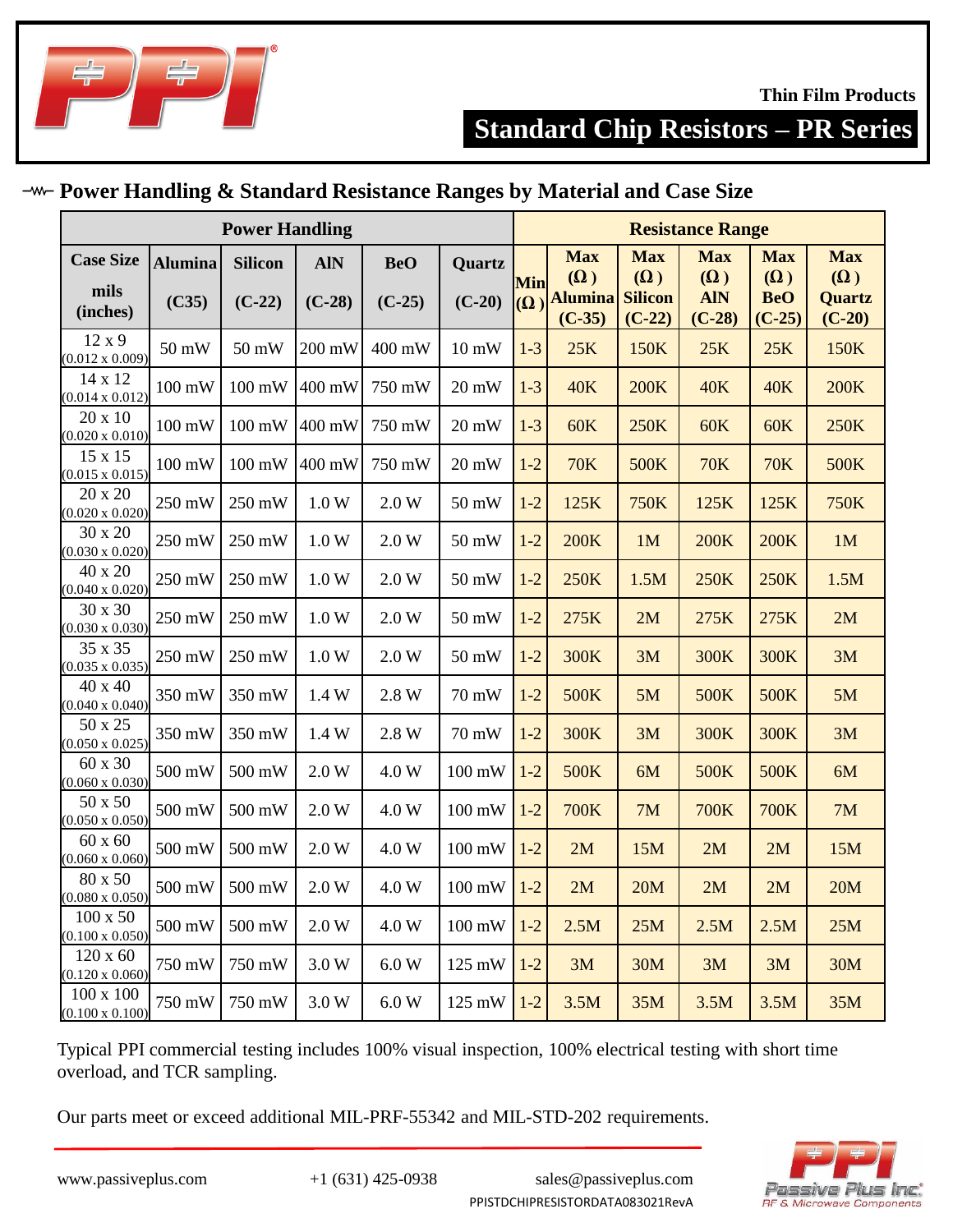Thin Film Products

# Standard Chip Resistors – PR Series

## Power Handling & Standard Resistance Ranges by Material and Case Size

| Power Handling | | | | | | Resistance Range | | | | | |
|---|---|---|---|---|---|---|---|---|---|---|---|
| Case Size mils (inches) | Alumina (C35) | Silicon (C-22) | AlN (C-28) | BeO (C-25) | Quartz (C-20) | Min (Ω) | Max (Ω) Alumina (C-35) | Max (Ω) Silicon (C-22) | Max (Ω) AlN (C-28) | Max (Ω) BeO (C-25) | Max (Ω) Quartz (C-20) |
| 12 x 9 (0.012 x 0.009) | 50 mW | 50 mW | 200 mW | 400 mW | 10 mW | 1-3 | 25K | 150K | 25K | 25K | 150K |
| 14 x 12 (0.014 x 0.012) | 100 mW | 100 mW | 400 mW | 750 mW | 20 mW | 1-3 | 40K | 200K | 40K | 40K | 200K |
| 20 x 10 (0.020 x 0.010) | 100 mW | 100 mW | 400 mW | 750 mW | 20 mW | 1-3 | 60K | 250K | 60K | 60K | 250K |
| 15 x 15 (0.015 x 0.015) | 100 mW | 100 mW | 400 mW | 750 mW | 20 mW | 1-2 | 70K | 500K | 70K | 70K | 500K |
| 20 x 20 (0.020 x 0.020) | 250 mW | 250 mW | 1.0 W | 2.0 W | 50 mW | 1-2 | 125K | 750K | 125K | 125K | 750K |
| 30 x 20 (0.030 x 0.020) | 250 mW | 250 mW | 1.0 W | 2.0 W | 50 mW | 1-2 | 200K | 1M | 200K | 200K | 1M |
| 40 x 20 (0.040 x 0.020) | 250 mW | 250 mW | 1.0 W | 2.0 W | 50 mW | 1-2 | 250K | 1.5M | 250K | 250K | 1.5M |
| 30 x 30 (0.030 x 0.030) | 250 mW | 250 mW | 1.0 W | 2.0 W | 50 mW | 1-2 | 275K | 2M | 275K | 275K | 2M |
| 35 x 35 (0.035 x 0.035) | 250 mW | 250 mW | 1.0 W | 2.0 W | 50 mW | 1-2 | 300K | 3M | 300K | 300K | 3M |
| 40 x 40 (0.040 x 0.040) | 350 mW | 350 mW | 1.4 W | 2.8 W | 70 mW | 1-2 | 500K | 5M | 500K | 500K | 5M |
| 50 x 25 (0.050 x 0.025) | 350 mW | 350 mW | 1.4 W | 2.8 W | 70 mW | 1-2 | 300K | 3M | 300K | 300K | 3M |
| 60 x 30 (0.060 x 0.030) | 500 mW | 500 mW | 2.0 W | 4.0 W | 100 mW | 1-2 | 500K | 6M | 500K | 500K | 6M |
| 50 x 50 (0.050 x 0.050) | 500 mW | 500 mW | 2.0 W | 4.0 W | 100 mW | 1-2 | 700K | 7M | 700K | 700K | 7M |
| 60 x 60 (0.060 x 0.060) | 500 mW | 500 mW | 2.0 W | 4.0 W | 100 mW | 1-2 | 2M | 15M | 2M | 2M | 15M |
| 80 x 50 (0.080 x 0.050) | 500 mW | 500 mW | 2.0 W | 4.0 W | 100 mW | 1-2 | 2M | 20M | 2M | 2M | 20M |
| 100 x 50 (0.100 x 0.050) | 500 mW | 500 mW | 2.0 W | 4.0 W | 100 mW | 1-2 | 2.5M | 25M | 2.5M | 2.5M | 25M |
| 120 x 60 (0.120 x 0.060) | 750 mW | 750 mW | 3.0 W | 6.0 W | 125 mW | 1-2 | 3M | 30M | 3M | 3M | 30M |
| 100 x 100 (0.100 x 0.100) | 750 mW | 750 mW | 3.0 W | 6.0 W | 125 mW | 1-2 | 3.5M | 35M | 3.5M | 3.5M | 35M |

Typical PPI commercial testing includes 100% visual inspection, 100% electrical testing with short time overload, and TCR sampling.

Our parts meet or exceed additional MIL-PRF-55342 and MIL-STD-202 requirements.

www.passiveplus.com +1 (631) 425-0938 sales@passiveplus.com

PPISTDCHIPRESISTORDATA083021RevA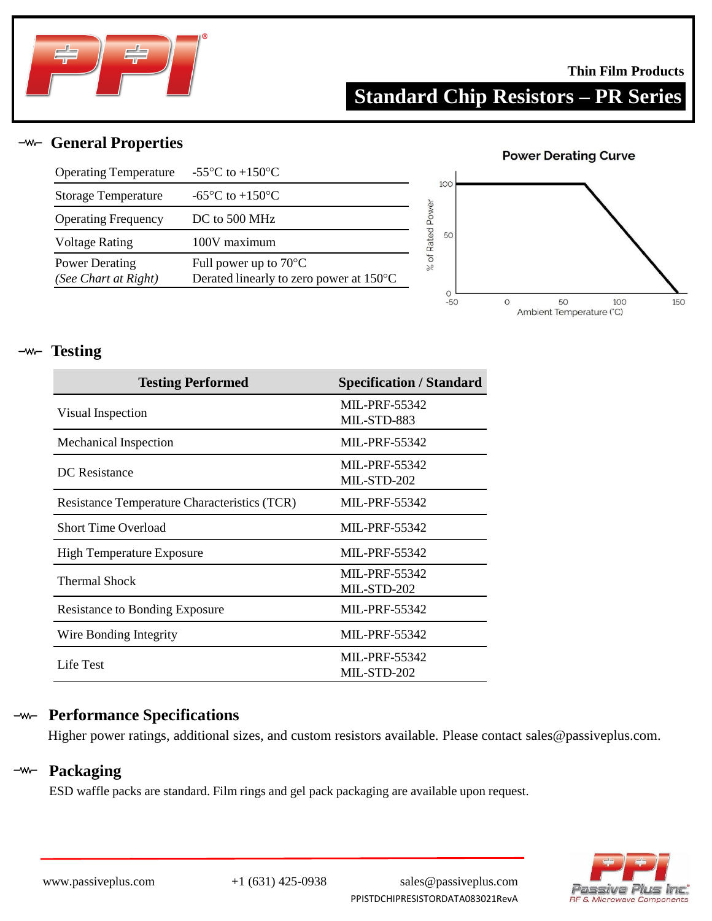Thin Film Products

# Standard Chip Resistors – PR Series

## General Properties

| | |
|---|---|
| Operating Temperature | -55°C to +150°C |
| Storage Temperature | -65°C to +150°C |
| Operating Frequency | DC to 500 MHz |
| Voltage Rating | 100V maximum |
| Power Derating *(See Chart at Right)* | Full power up to 70°C Derated linearly to zero power at 150°C |

Power Derating Curve

% of Rated Power

100

50

0

-50 0 50 100 150

Ambient Temperature (°C)

## Testing

| Testing Performed | Specification / Standard |
|---|---|
| Visual Inspection | MIL-PRF-55342 MIL-STD-883 |
| Mechanical Inspection | MIL-PRF-55342 |
| DC Resistance | MIL-PRF-55342 MIL-STD-202 |
| Resistance Temperature Characteristics (TCR) | MIL-PRF-55342 |
| Short Time Overload | MIL-PRF-55342 |
| High Temperature Exposure | MIL-PRF-55342 |
| Thermal Shock | MIL-PRF-55342 MIL-STD-202 |
| Resistance to Bonding Exposure | MIL-PRF-55342 |
| Wire Bonding Integrity | MIL-PRF-55342 |
| Life Test | MIL-PRF-55342 MIL-STD-202 |

## Performance Specifications

Higher power ratings, additional sizes, and custom resistors available. Please contact sales@passiveplus.com.

## Packaging

ESD waffle packs are standard. Film rings and gel pack packaging are available upon request.

www.passiveplus.com +1 (631) 425-0938 sales@passiveplus.com

PPISTDCHIPRESISTORDATA083021RevA